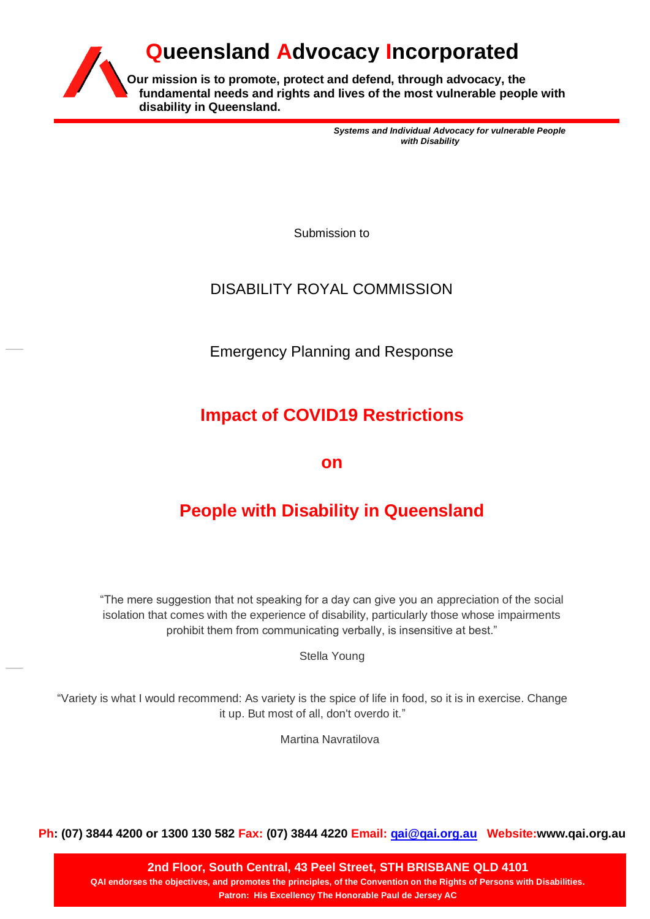# Queensland Advocacy Incorporated

**Our mission is to promote, protect and defend, through advocacy, the fundamental needs and rights and lives of the most vulnerable people with disability in Queensland.**

***Systems and Individual Advocacy for vulnerable People with Disability***

Submission to

DISABILITY ROYAL COMMISSION

Emergency Planning and Response

## Impact of COVID19 Restrictions

## on

## People with Disability in Queensland

"The mere suggestion that not speaking for a day can give you an appreciation of the social isolation that comes with the experience of disability, particularly those whose impairments prohibit them from communicating verbally, is insensitive at best."

Stella Young

"Variety is what I would recommend: As variety is the spice of life in food, so it is in exercise. Change it up. But most of all, don't overdo it."

Martina Navratilova

**Ph: (07) 3844 4200 or 1300 130 582 Fax: (07) 3844 4220 Email: qai@qai.org.au Website: www.qai.org.au**

**2nd Floor, South Central, 43 Peel Street, STH BRISBANE QLD 4101**

**QAI endorses the objectives, and promotes the principles, of the Convention on the Rights of Persons with Disabilities.**

**Patron: His Excellency The Honorable Paul de Jersey AC**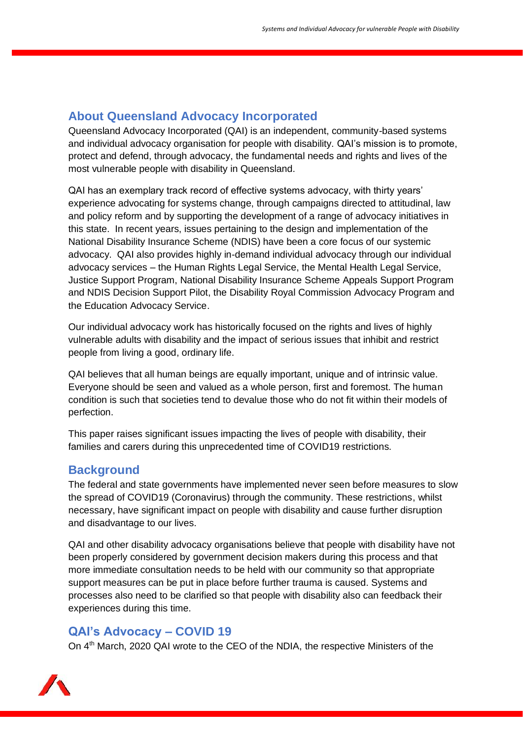## About Queensland Advocacy Incorporated

Queensland Advocacy Incorporated (QAI) is an independent, community-based systems and individual advocacy organisation for people with disability. QAI's mission is to promote, protect and defend, through advocacy, the fundamental needs and rights and lives of the most vulnerable people with disability in Queensland.

QAI has an exemplary track record of effective systems advocacy, with thirty years' experience advocating for systems change, through campaigns directed to attitudinal, law and policy reform and by supporting the development of a range of advocacy initiatives in this state. In recent years, issues pertaining to the design and implementation of the National Disability Insurance Scheme (NDIS) have been a core focus of our systemic advocacy. QAI also provides highly in-demand individual advocacy through our individual advocacy services – the Human Rights Legal Service, the Mental Health Legal Service, Justice Support Program, National Disability Insurance Scheme Appeals Support Program and NDIS Decision Support Pilot, the Disability Royal Commission Advocacy Program and the Education Advocacy Service.

Our individual advocacy work has historically focused on the rights and lives of highly vulnerable adults with disability and the impact of serious issues that inhibit and restrict people from living a good, ordinary life.

QAI believes that all human beings are equally important, unique and of intrinsic value. Everyone should be seen and valued as a whole person, first and foremost. The human condition is such that societies tend to devalue those who do not fit within their models of perfection.

This paper raises significant issues impacting the lives of people with disability, their families and carers during this unprecedented time of COVID19 restrictions.

## Background

The federal and state governments have implemented never seen before measures to slow the spread of COVID19 (Coronavirus) through the community. These restrictions, whilst necessary, have significant impact on people with disability and cause further disruption and disadvantage to our lives.

QAI and other disability advocacy organisations believe that people with disability have not been properly considered by government decision makers during this process and that more immediate consultation needs to be held with our community so that appropriate support measures can be put in place before further trauma is caused. Systems and processes also need to be clarified so that people with disability also can feedback their experiences during this time.

## QAI's Advocacy – COVID 19

On 4th March, 2020 QAI wrote to the CEO of the NDIA, the respective Ministers of the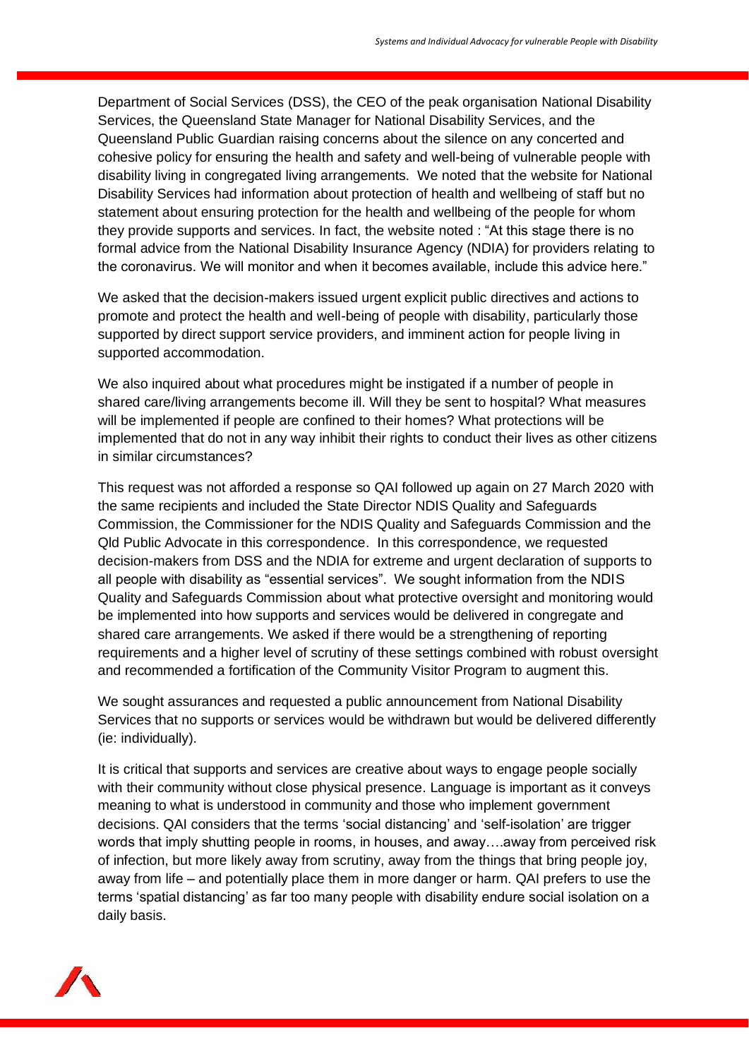Department of Social Services (DSS), the CEO of the peak organisation National Disability Services, the Queensland State Manager for National Disability Services, and the Queensland Public Guardian raising concerns about the silence on any concerted and cohesive policy for ensuring the health and safety and well-being of vulnerable people with disability living in congregated living arrangements. We noted that the website for National Disability Services had information about protection of health and wellbeing of staff but no statement about ensuring protection for the health and wellbeing of the people for whom they provide supports and services. In fact, the website noted : "At this stage there is no formal advice from the National Disability Insurance Agency (NDIA) for providers relating to the coronavirus. We will monitor and when it becomes available, include this advice here."

We asked that the decision-makers issued urgent explicit public directives and actions to promote and protect the health and well-being of people with disability, particularly those supported by direct support service providers, and imminent action for people living in supported accommodation.

We also inquired about what procedures might be instigated if a number of people in shared care/living arrangements become ill. Will they be sent to hospital? What measures will be implemented if people are confined to their homes? What protections will be implemented that do not in any way inhibit their rights to conduct their lives as other citizens in similar circumstances?

This request was not afforded a response so QAI followed up again on 27 March 2020 with the same recipients and included the State Director NDIS Quality and Safeguards Commission, the Commissioner for the NDIS Quality and Safeguards Commission and the Qld Public Advocate in this correspondence. In this correspondence, we requested decision-makers from DSS and the NDIA for extreme and urgent declaration of supports to all people with disability as "essential services". We sought information from the NDIS Quality and Safeguards Commission about what protective oversight and monitoring would be implemented into how supports and services would be delivered in congregate and shared care arrangements. We asked if there would be a strengthening of reporting requirements and a higher level of scrutiny of these settings combined with robust oversight and recommended a fortification of the Community Visitor Program to augment this.

We sought assurances and requested a public announcement from National Disability Services that no supports or services would be withdrawn but would be delivered differently (ie: individually).

It is critical that supports and services are creative about ways to engage people socially with their community without close physical presence. Language is important as it conveys meaning to what is understood in community and those who implement government decisions. QAI considers that the terms 'social distancing' and 'self-isolation' are trigger words that imply shutting people in rooms, in houses, and away….away from perceived risk of infection, but more likely away from scrutiny, away from the things that bring people joy, away from life – and potentially place them in more danger or harm. QAI prefers to use the terms 'spatial distancing' as far too many people with disability endure social isolation on a daily basis.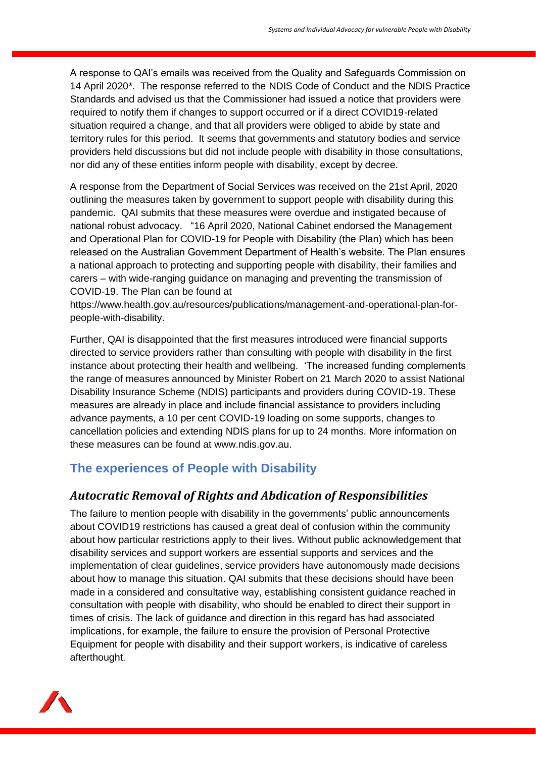A response to QAI's emails was received from the Quality and Safeguards Commission on 14 April 2020*. The response referred to the NDIS Code of Conduct and the NDIS Practice Standards and advised us that the Commissioner had issued a notice that providers were required to notify them if changes to support occurred or if a direct COVID19-related situation required a change, and that all providers were obliged to abide by state and territory rules for this period. It seems that governments and statutory bodies and service providers held discussions but did not include people with disability in those consultations, nor did any of these entities inform people with disability, except by decree.

A response from the Department of Social Services was received on the 21st April, 2020 outlining the measures taken by government to support people with disability during this pandemic. QAI submits that these measures were overdue and instigated because of national robust advocacy. "16 April 2020, National Cabinet endorsed the Management and Operational Plan for COVID-19 for People with Disability (the Plan) which has been released on the Australian Government Department of Health's website. The Plan ensures a national approach to protecting and supporting people with disability, their families and carers – with wide-ranging guidance on managing and preventing the transmission of COVID-19. The Plan can be found at https://www.health.gov.au/resources/publications/management-and-operational-plan-for-people-with-disability.

Further, QAI is disappointed that the first measures introduced were financial supports directed to service providers rather than consulting with people with disability in the first instance about protecting their health and wellbeing. 'The increased funding complements the range of measures announced by Minister Robert on 21 March 2020 to assist National Disability Insurance Scheme (NDIS) participants and providers during COVID-19. These measures are already in place and include financial assistance to providers including advance payments, a 10 per cent COVID-19 loading on some supports, changes to cancellation policies and extending NDIS plans for up to 24 months. More information on these measures can be found at www.ndis.gov.au.

## The experiences of People with Disability

### *Autocratic Removal of Rights and Abdication of Responsibilities*

The failure to mention people with disability in the governments' public announcements about COVID19 restrictions has caused a great deal of confusion within the community about how particular restrictions apply to their lives. Without public acknowledgement that disability services and support workers are essential supports and services and the implementation of clear guidelines, service providers have autonomously made decisions about how to manage this situation. QAI submits that these decisions should have been made in a considered and consultative way, establishing consistent guidance reached in consultation with people with disability, who should be enabled to direct their support in times of crisis. The lack of guidance and direction in this regard has had associated implications, for example, the failure to ensure the provision of Personal Protective Equipment for people with disability and their support workers, is indicative of careless afterthought.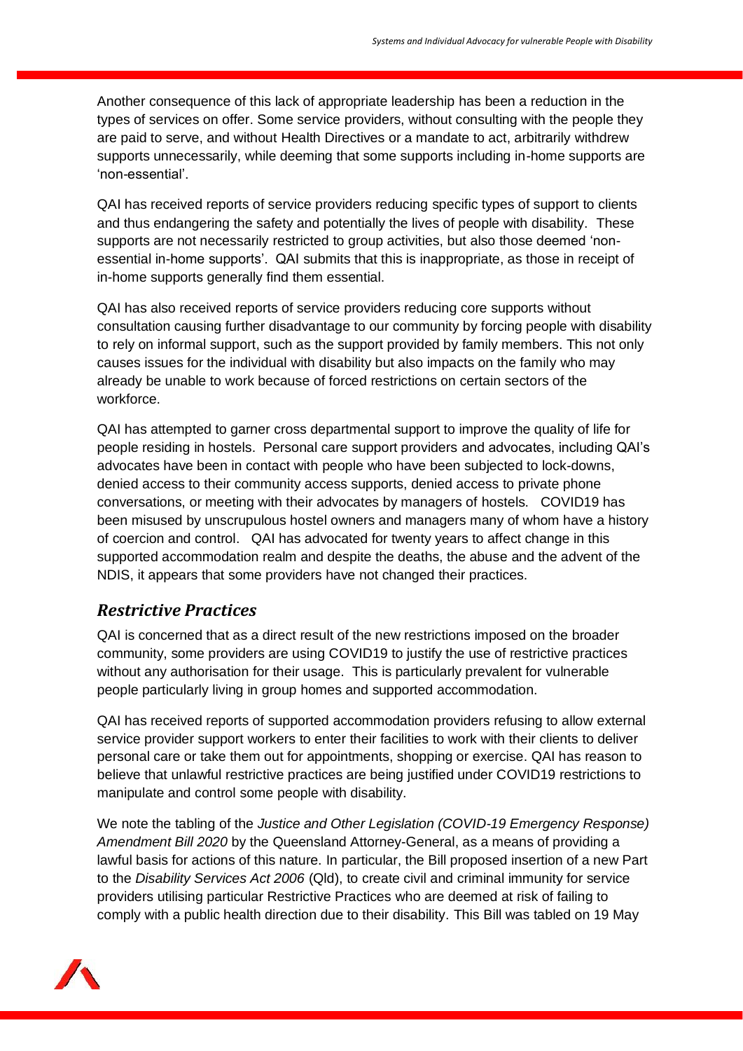Another consequence of this lack of appropriate leadership has been a reduction in the types of services on offer. Some service providers, without consulting with the people they are paid to serve, and without Health Directives or a mandate to act, arbitrarily withdrew supports unnecessarily, while deeming that some supports including in-home supports are 'non-essential'.

QAI has received reports of service providers reducing specific types of support to clients and thus endangering the safety and potentially the lives of people with disability. These supports are not necessarily restricted to group activities, but also those deemed 'non-essential in-home supports'. QAI submits that this is inappropriate, as those in receipt of in-home supports generally find them essential.

QAI has also received reports of service providers reducing core supports without consultation causing further disadvantage to our community by forcing people with disability to rely on informal support, such as the support provided by family members. This not only causes issues for the individual with disability but also impacts on the family who may already be unable to work because of forced restrictions on certain sectors of the workforce.

QAI has attempted to garner cross departmental support to improve the quality of life for people residing in hostels. Personal care support providers and advocates, including QAI's advocates have been in contact with people who have been subjected to lock-downs, denied access to their community access supports, denied access to private phone conversations, or meeting with their advocates by managers of hostels. COVID19 has been misused by unscrupulous hostel owners and managers many of whom have a history of coercion and control. QAI has advocated for twenty years to affect change in this supported accommodation realm and despite the deaths, the abuse and the advent of the NDIS, it appears that some providers have not changed their practices.

## *Restrictive Practices*

QAI is concerned that as a direct result of the new restrictions imposed on the broader community, some providers are using COVID19 to justify the use of restrictive practices without any authorisation for their usage. This is particularly prevalent for vulnerable people particularly living in group homes and supported accommodation.

QAI has received reports of supported accommodation providers refusing to allow external service provider support workers to enter their facilities to work with their clients to deliver personal care or take them out for appointments, shopping or exercise. QAI has reason to believe that unlawful restrictive practices are being justified under COVID19 restrictions to manipulate and control some people with disability.

We note the tabling of the *Justice and Other Legislation (COVID-19 Emergency Response) Amendment Bill 2020* by the Queensland Attorney-General, as a means of providing a lawful basis for actions of this nature. In particular, the Bill proposed insertion of a new Part to the *Disability Services Act 2006* (Qld), to create civil and criminal immunity for service providers utilising particular Restrictive Practices who are deemed at risk of failing to comply with a public health direction due to their disability. This Bill was tabled on 19 May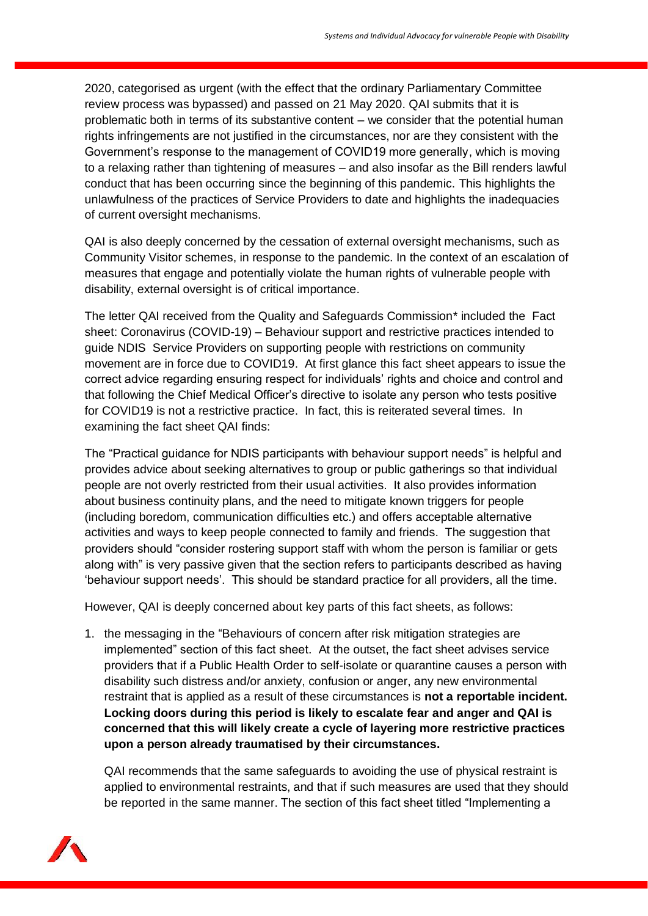2020, categorised as urgent (with the effect that the ordinary Parliamentary Committee review process was bypassed) and passed on 21 May 2020. QAI submits that it is problematic both in terms of its substantive content – we consider that the potential human rights infringements are not justified in the circumstances, nor are they consistent with the Government's response to the management of COVID19 more generally, which is moving to a relaxing rather than tightening of measures – and also insofar as the Bill renders lawful conduct that has been occurring since the beginning of this pandemic. This highlights the unlawfulness of the practices of Service Providers to date and highlights the inadequacies of current oversight mechanisms.

QAI is also deeply concerned by the cessation of external oversight mechanisms, such as Community Visitor schemes, in response to the pandemic. In the context of an escalation of measures that engage and potentially violate the human rights of vulnerable people with disability, external oversight is of critical importance.

The letter QAI received from the Quality and Safeguards Commission* included the Fact sheet: Coronavirus (COVID-19) – Behaviour support and restrictive practices intended to guide NDIS Service Providers on supporting people with restrictions on community movement are in force due to COVID19. At first glance this fact sheet appears to issue the correct advice regarding ensuring respect for individuals' rights and choice and control and that following the Chief Medical Officer's directive to isolate any person who tests positive for COVID19 is not a restrictive practice. In fact, this is reiterated several times. In examining the fact sheet QAI finds:

The "Practical guidance for NDIS participants with behaviour support needs" is helpful and provides advice about seeking alternatives to group or public gatherings so that individual people are not overly restricted from their usual activities. It also provides information about business continuity plans, and the need to mitigate known triggers for people (including boredom, communication difficulties etc.) and offers acceptable alternative activities and ways to keep people connected to family and friends. The suggestion that providers should "consider rostering support staff with whom the person is familiar or gets along with" is very passive given that the section refers to participants described as having 'behaviour support needs'. This should be standard practice for all providers, all the time.

However, QAI is deeply concerned about key parts of this fact sheets, as follows:

1. the messaging in the "Behaviours of concern after risk mitigation strategies are implemented" section of this fact sheet. At the outset, the fact sheet advises service providers that if a Public Health Order to self-isolate or quarantine causes a person with disability such distress and/or anxiety, confusion or anger, any new environmental restraint that is applied as a result of these circumstances is **not a reportable incident. Locking doors during this period is likely to escalate fear and anger and QAI is concerned that this will likely create a cycle of layering more restrictive practices upon a person already traumatised by their circumstances.**

   QAI recommends that the same safeguards to avoiding the use of physical restraint is applied to environmental restraints, and that if such measures are used that they should be reported in the same manner. The section of this fact sheet titled "Implementing a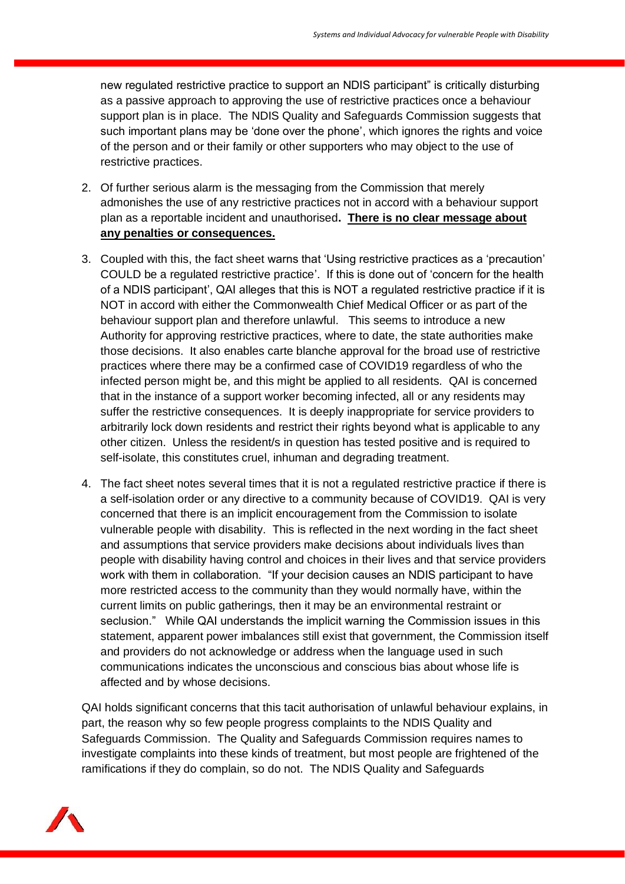new regulated restrictive practice to support an NDIS participant" is critically disturbing as a passive approach to approving the use of restrictive practices once a behaviour support plan is in place. The NDIS Quality and Safeguards Commission suggests that such important plans may be 'done over the phone', which ignores the rights and voice of the person and or their family or other supporters who may object to the use of restrictive practices.

2. Of further serious alarm is the messaging from the Commission that merely admonishes the use of any restrictive practices not in accord with a behaviour support plan as a reportable incident and unauthorised**. <u>There is no clear message about any penalties or consequences.</u>**

3. Coupled with this, the fact sheet warns that 'Using restrictive practices as a 'precaution' COULD be a regulated restrictive practice'. If this is done out of 'concern for the health of a NDIS participant', QAI alleges that this is NOT a regulated restrictive practice if it is NOT in accord with either the Commonwealth Chief Medical Officer or as part of the behaviour support plan and therefore unlawful. This seems to introduce a new Authority for approving restrictive practices, where to date, the state authorities make those decisions. It also enables carte blanche approval for the broad use of restrictive practices where there may be a confirmed case of COVID19 regardless of who the infected person might be, and this might be applied to all residents. QAI is concerned that in the instance of a support worker becoming infected, all or any residents may suffer the restrictive consequences. It is deeply inappropriate for service providers to arbitrarily lock down residents and restrict their rights beyond what is applicable to any other citizen. Unless the resident/s in question has tested positive and is required to self-isolate, this constitutes cruel, inhuman and degrading treatment.

4. The fact sheet notes several times that it is not a regulated restrictive practice if there is a self-isolation order or any directive to a community because of COVID19. QAI is very concerned that there is an implicit encouragement from the Commission to isolate vulnerable people with disability. This is reflected in the next wording in the fact sheet and assumptions that service providers make decisions about individuals lives than people with disability having control and choices in their lives and that service providers work with them in collaboration. "If your decision causes an NDIS participant to have more restricted access to the community than they would normally have, within the current limits on public gatherings, then it may be an environmental restraint or seclusion." While QAI understands the implicit warning the Commission issues in this statement, apparent power imbalances still exist that government, the Commission itself and providers do not acknowledge or address when the language used in such communications indicates the unconscious and conscious bias about whose life is affected and by whose decisions.

QAI holds significant concerns that this tacit authorisation of unlawful behaviour explains, in part, the reason why so few people progress complaints to the NDIS Quality and Safeguards Commission. The Quality and Safeguards Commission requires names to investigate complaints into these kinds of treatment, but most people are frightened of the ramifications if they do complain, so do not. The NDIS Quality and Safeguards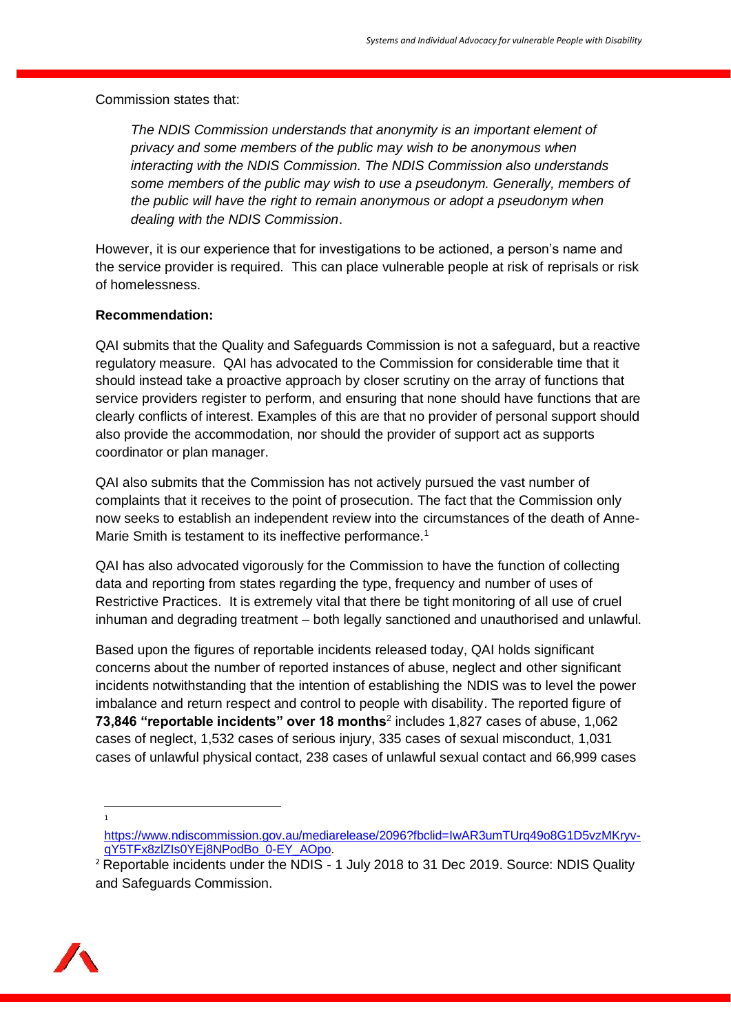Commission states that:

*The NDIS Commission understands that anonymity is an important element of privacy and some members of the public may wish to be anonymous when interacting with the NDIS Commission. The NDIS Commission also understands some members of the public may wish to use a pseudonym. Generally, members of the public will have the right to remain anonymous or adopt a pseudonym when dealing with the NDIS Commission*.

However, it is our experience that for investigations to be actioned, a person's name and the service provider is required. This can place vulnerable people at risk of reprisals or risk of homelessness.

**Recommendation:**

QAI submits that the Quality and Safeguards Commission is not a safeguard, but a reactive regulatory measure. QAI has advocated to the Commission for considerable time that it should instead take a proactive approach by closer scrutiny on the array of functions that service providers register to perform, and ensuring that none should have functions that are clearly conflicts of interest. Examples of this are that no provider of personal support should also provide the accommodation, nor should the provider of support act as supports coordinator or plan manager.

QAI also submits that the Commission has not actively pursued the vast number of complaints that it receives to the point of prosecution. The fact that the Commission only now seeks to establish an independent review into the circumstances of the death of Anne-Marie Smith is testament to its ineffective performance.[1]

QAI has also advocated vigorously for the Commission to have the function of collecting data and reporting from states regarding the type, frequency and number of uses of Restrictive Practices. It is extremely vital that there be tight monitoring of all use of cruel inhuman and degrading treatment – both legally sanctioned and unauthorised and unlawful.

Based upon the figures of reportable incidents released today, QAI holds significant concerns about the number of reported instances of abuse, neglect and other significant incidents notwithstanding that the intention of establishing the NDIS was to level the power imbalance and return respect and control to people with disability. The reported figure of **73,846 "reportable incidents" over 18 months**[2] includes 1,827 cases of abuse, 1,062 cases of neglect, 1,532 cases of serious injury, 335 cases of sexual misconduct, 1,031 cases of unlawful physical contact, 238 cases of unlawful sexual contact and 66,999 cases

---

[1] https://www.ndiscommission.gov.au/mediarelease/2096?fbclid=IwAR3umTUrq49o8G1D5vzMKryv-qY5TFx8zlZIs0YEj8NPodBo_0-EY_AOpo.

[2] Reportable incidents under the NDIS - 1 July 2018 to 31 Dec 2019. Source: NDIS Quality and Safeguards Commission.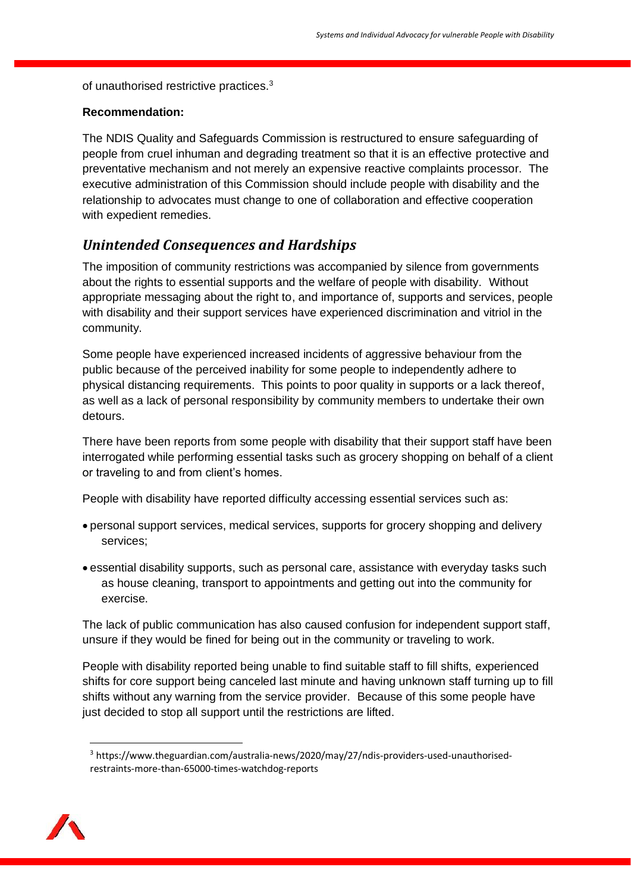of unauthorised restrictive practices.[3]

**Recommendation:**

The NDIS Quality and Safeguards Commission is restructured to ensure safeguarding of people from cruel inhuman and degrading treatment so that it is an effective protective and preventative mechanism and not merely an expensive reactive complaints processor. The executive administration of this Commission should include people with disability and the relationship to advocates must change to one of collaboration and effective cooperation with expedient remedies.

## *Unintended Consequences and Hardships*

The imposition of community restrictions was accompanied by silence from governments about the rights to essential supports and the welfare of people with disability. Without appropriate messaging about the right to, and importance of, supports and services, people with disability and their support services have experienced discrimination and vitriol in the community.

Some people have experienced increased incidents of aggressive behaviour from the public because of the perceived inability for some people to independently adhere to physical distancing requirements. This points to poor quality in supports or a lack thereof, as well as a lack of personal responsibility by community members to undertake their own detours.

There have been reports from some people with disability that their support staff have been interrogated while performing essential tasks such as grocery shopping on behalf of a client or traveling to and from client's homes.

People with disability have reported difficulty accessing essential services such as:

- personal support services, medical services, supports for grocery shopping and delivery services;
- essential disability supports, such as personal care, assistance with everyday tasks such as house cleaning, transport to appointments and getting out into the community for exercise.

The lack of public communication has also caused confusion for independent support staff, unsure if they would be fined for being out in the community or traveling to work.

People with disability reported being unable to find suitable staff to fill shifts, experienced shifts for core support being canceled last minute and having unknown staff turning up to fill shifts without any warning from the service provider. Because of this some people have just decided to stop all support until the restrictions are lifted.

[3] https://www.theguardian.com/australia-news/2020/may/27/ndis-providers-used-unauthorised-restraints-more-than-65000-times-watchdog-reports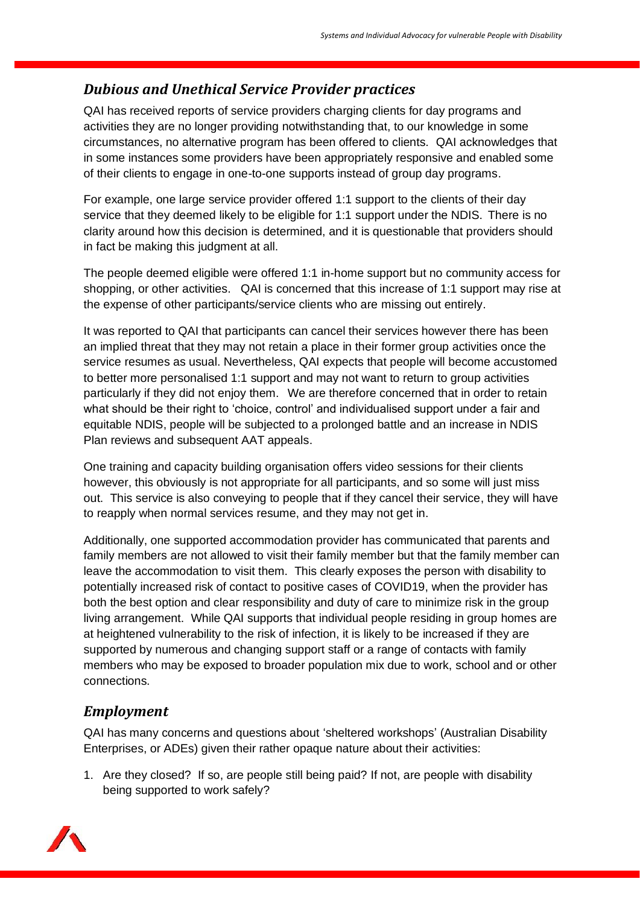## *Dubious and Unethical Service Provider practices*

QAI has received reports of service providers charging clients for day programs and activities they are no longer providing notwithstanding that, to our knowledge in some circumstances, no alternative program has been offered to clients. QAI acknowledges that in some instances some providers have been appropriately responsive and enabled some of their clients to engage in one-to-one supports instead of group day programs.

For example, one large service provider offered 1:1 support to the clients of their day service that they deemed likely to be eligible for 1:1 support under the NDIS. There is no clarity around how this decision is determined, and it is questionable that providers should in fact be making this judgment at all.

The people deemed eligible were offered 1:1 in-home support but no community access for shopping, or other activities. QAI is concerned that this increase of 1:1 support may rise at the expense of other participants/service clients who are missing out entirely.

It was reported to QAI that participants can cancel their services however there has been an implied threat that they may not retain a place in their former group activities once the service resumes as usual. Nevertheless, QAI expects that people will become accustomed to better more personalised 1:1 support and may not want to return to group activities particularly if they did not enjoy them. We are therefore concerned that in order to retain what should be their right to 'choice, control' and individualised support under a fair and equitable NDIS, people will be subjected to a prolonged battle and an increase in NDIS Plan reviews and subsequent AAT appeals.

One training and capacity building organisation offers video sessions for their clients however, this obviously is not appropriate for all participants, and so some will just miss out. This service is also conveying to people that if they cancel their service, they will have to reapply when normal services resume, and they may not get in.

Additionally, one supported accommodation provider has communicated that parents and family members are not allowed to visit their family member but that the family member can leave the accommodation to visit them. This clearly exposes the person with disability to potentially increased risk of contact to positive cases of COVID19, when the provider has both the best option and clear responsibility and duty of care to minimize risk in the group living arrangement. While QAI supports that individual people residing in group homes are at heightened vulnerability to the risk of infection, it is likely to be increased if they are supported by numerous and changing support staff or a range of contacts with family members who may be exposed to broader population mix due to work, school and or other connections.

## *Employment*

QAI has many concerns and questions about 'sheltered workshops' (Australian Disability Enterprises, or ADEs) given their rather opaque nature about their activities:

1. Are they closed? If so, are people still being paid? If not, are people with disability being supported to work safely?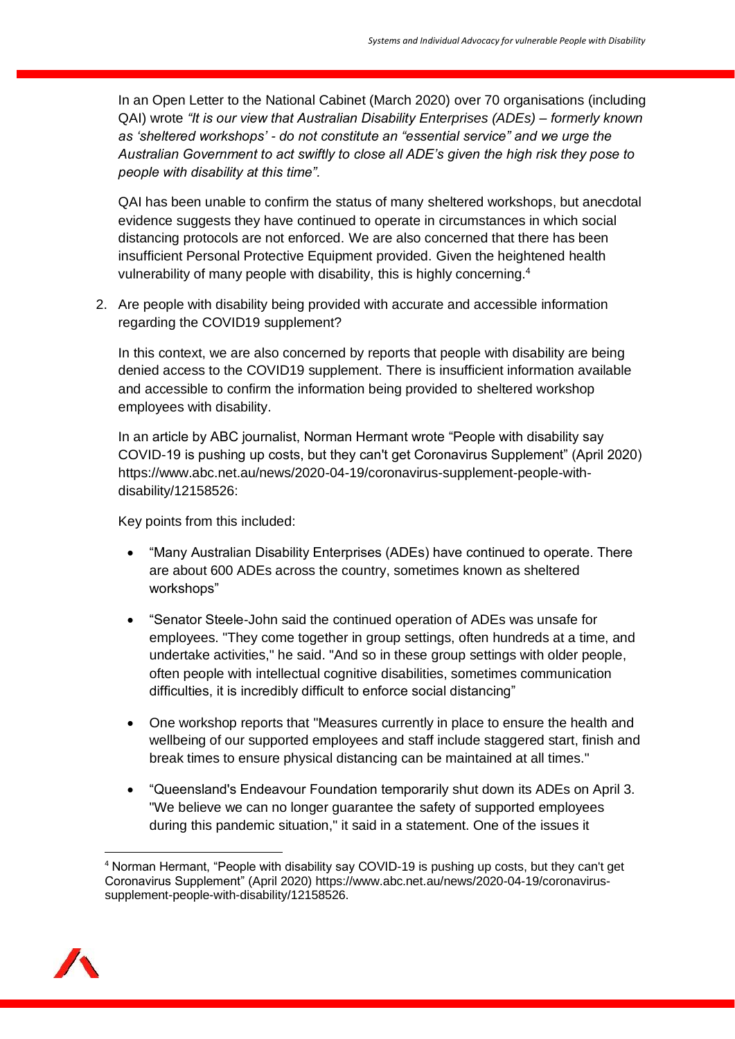In an Open Letter to the National Cabinet (March 2020) over 70 organisations (including QAI) wrote *"It is our view that Australian Disability Enterprises (ADEs) – formerly known as 'sheltered workshops' - do not constitute an "essential service" and we urge the Australian Government to act swiftly to close all ADE's given the high risk they pose to people with disability at this time".*

QAI has been unable to confirm the status of many sheltered workshops, but anecdotal evidence suggests they have continued to operate in circumstances in which social distancing protocols are not enforced. We are also concerned that there has been insufficient Personal Protective Equipment provided. Given the heightened health vulnerability of many people with disability, this is highly concerning.[4]

2. Are people with disability being provided with accurate and accessible information regarding the COVID19 supplement?

   In this context, we are also concerned by reports that people with disability are being denied access to the COVID19 supplement. There is insufficient information available and accessible to confirm the information being provided to sheltered workshop employees with disability.

   In an article by ABC journalist, Norman Hermant wrote "People with disability say COVID-19 is pushing up costs, but they can't get Coronavirus Supplement" (April 2020) https://www.abc.net.au/news/2020-04-19/coronavirus-supplement-people-with-disability/12158526:

   Key points from this included:

   - "Many Australian Disability Enterprises (ADEs) have continued to operate. There are about 600 ADEs across the country, sometimes known as sheltered workshops"
   - "Senator Steele-John said the continued operation of ADEs was unsafe for employees. "They come together in group settings, often hundreds at a time, and undertake activities," he said. "And so in these group settings with older people, often people with intellectual cognitive disabilities, sometimes communication difficulties, it is incredibly difficult to enforce social distancing"
   - One workshop reports that "Measures currently in place to ensure the health and wellbeing of our supported employees and staff include staggered start, finish and break times to ensure physical distancing can be maintained at all times."
   - "Queensland's Endeavour Foundation temporarily shut down its ADEs on April 3. "We believe we can no longer guarantee the safety of supported employees during this pandemic situation," it said in a statement. One of the issues it

[4] Norman Hermant, "People with disability say COVID-19 is pushing up costs, but they can't get Coronavirus Supplement" (April 2020) https://www.abc.net.au/news/2020-04-19/coronavirus-supplement-people-with-disability/12158526.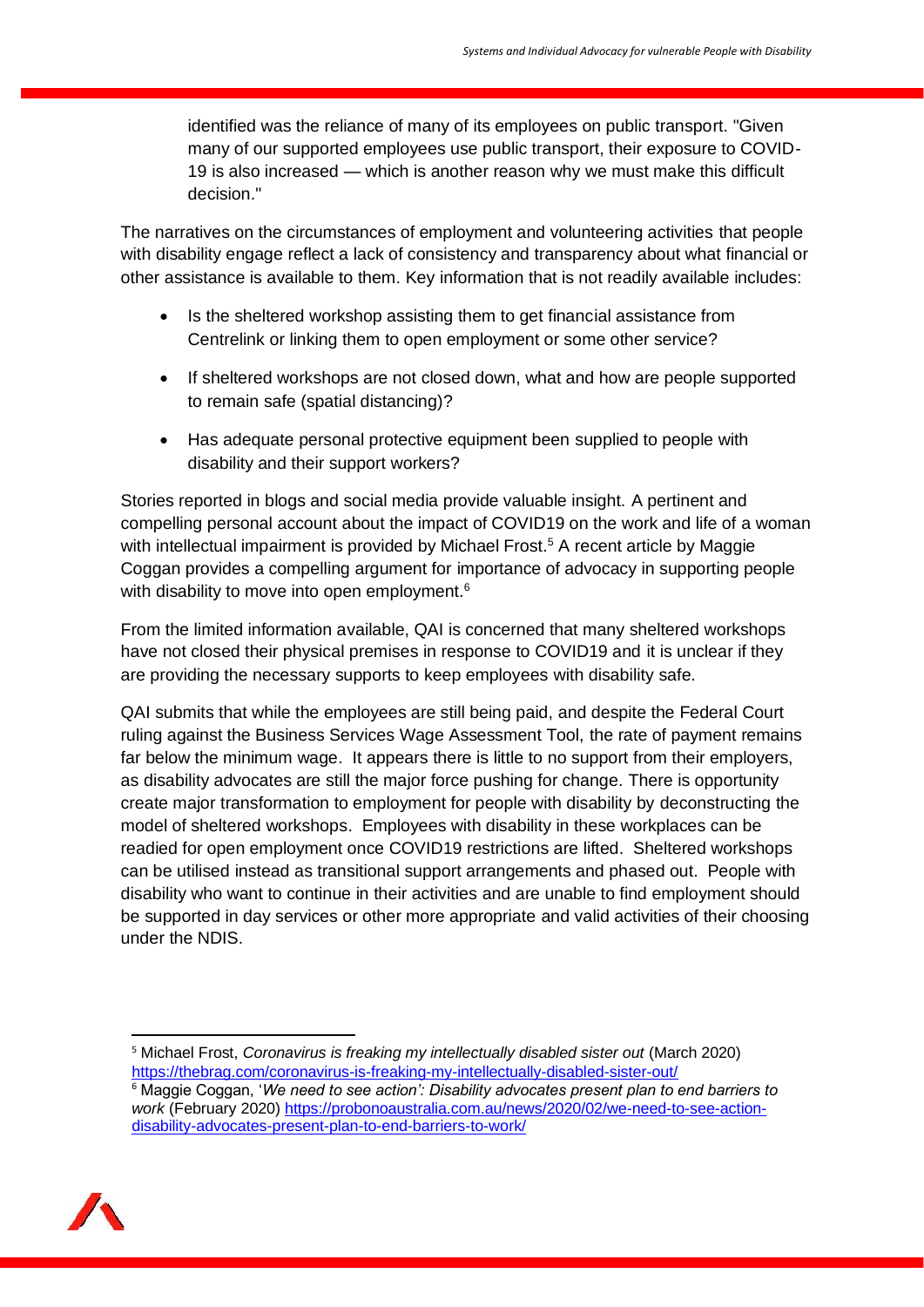identified was the reliance of many of its employees on public transport. "Given many of our supported employees use public transport, their exposure to COVID-19 is also increased — which is another reason why we must make this difficult decision."

The narratives on the circumstances of employment and volunteering activities that people with disability engage reflect a lack of consistency and transparency about what financial or other assistance is available to them. Key information that is not readily available includes:

- Is the sheltered workshop assisting them to get financial assistance from Centrelink or linking them to open employment or some other service?
- If sheltered workshops are not closed down, what and how are people supported to remain safe (spatial distancing)?
- Has adequate personal protective equipment been supplied to people with disability and their support workers?

Stories reported in blogs and social media provide valuable insight. A pertinent and compelling personal account about the impact of COVID19 on the work and life of a woman with intellectual impairment is provided by Michael Frost.[5] A recent article by Maggie Coggan provides a compelling argument for importance of advocacy in supporting people with disability to move into open employment.[6]

From the limited information available, QAI is concerned that many sheltered workshops have not closed their physical premises in response to COVID19 and it is unclear if they are providing the necessary supports to keep employees with disability safe.

QAI submits that while the employees are still being paid, and despite the Federal Court ruling against the Business Services Wage Assessment Tool, the rate of payment remains far below the minimum wage. It appears there is little to no support from their employers, as disability advocates are still the major force pushing for change. There is opportunity create major transformation to employment for people with disability by deconstructing the model of sheltered workshops. Employees with disability in these workplaces can be readied for open employment once COVID19 restrictions are lifted. Sheltered workshops can be utilised instead as transitional support arrangements and phased out. People with disability who want to continue in their activities and are unable to find employment should be supported in day services or other more appropriate and valid activities of their choosing under the NDIS.

---

[5] Michael Frost, *Coronavirus is freaking my intellectually disabled sister out* (March 2020) https://thebrag.com/coronavirus-is-freaking-my-intellectually-disabled-sister-out/

[6] Maggie Coggan, '*We need to see action': Disability advocates present plan to end barriers to work* (February 2020) https://probonoaustralia.com.au/news/2020/02/we-need-to-see-action-disability-advocates-present-plan-to-end-barriers-to-work/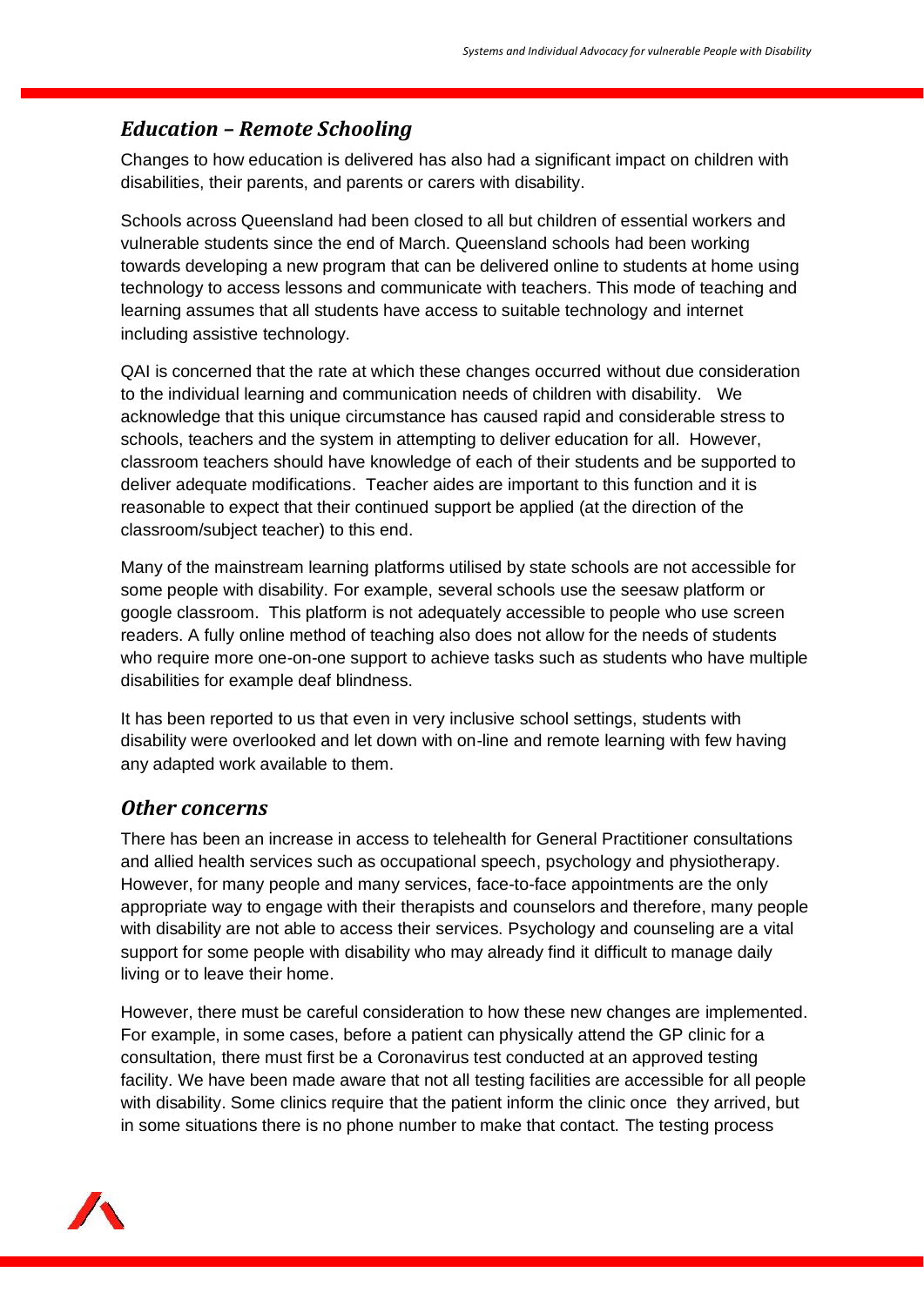## *Education – Remote Schooling*

Changes to how education is delivered has also had a significant impact on children with disabilities, their parents, and parents or carers with disability.

Schools across Queensland had been closed to all but children of essential workers and vulnerable students since the end of March. Queensland schools had been working towards developing a new program that can be delivered online to students at home using technology to access lessons and communicate with teachers. This mode of teaching and learning assumes that all students have access to suitable technology and internet including assistive technology.

QAI is concerned that the rate at which these changes occurred without due consideration to the individual learning and communication needs of children with disability. We acknowledge that this unique circumstance has caused rapid and considerable stress to schools, teachers and the system in attempting to deliver education for all. However, classroom teachers should have knowledge of each of their students and be supported to deliver adequate modifications. Teacher aides are important to this function and it is reasonable to expect that their continued support be applied (at the direction of the classroom/subject teacher) to this end.

Many of the mainstream learning platforms utilised by state schools are not accessible for some people with disability. For example, several schools use the seesaw platform or google classroom. This platform is not adequately accessible to people who use screen readers. A fully online method of teaching also does not allow for the needs of students who require more one-on-one support to achieve tasks such as students who have multiple disabilities for example deaf blindness.

It has been reported to us that even in very inclusive school settings, students with disability were overlooked and let down with on-line and remote learning with few having any adapted work available to them.

## *Other concerns*

There has been an increase in access to telehealth for General Practitioner consultations and allied health services such as occupational speech, psychology and physiotherapy. However, for many people and many services, face-to-face appointments are the only appropriate way to engage with their therapists and counselors and therefore, many people with disability are not able to access their services. Psychology and counseling are a vital support for some people with disability who may already find it difficult to manage daily living or to leave their home.

However, there must be careful consideration to how these new changes are implemented. For example, in some cases, before a patient can physically attend the GP clinic for a consultation, there must first be a Coronavirus test conducted at an approved testing facility. We have been made aware that not all testing facilities are accessible for all people with disability. Some clinics require that the patient inform the clinic once they arrived, but in some situations there is no phone number to make that contact. The testing process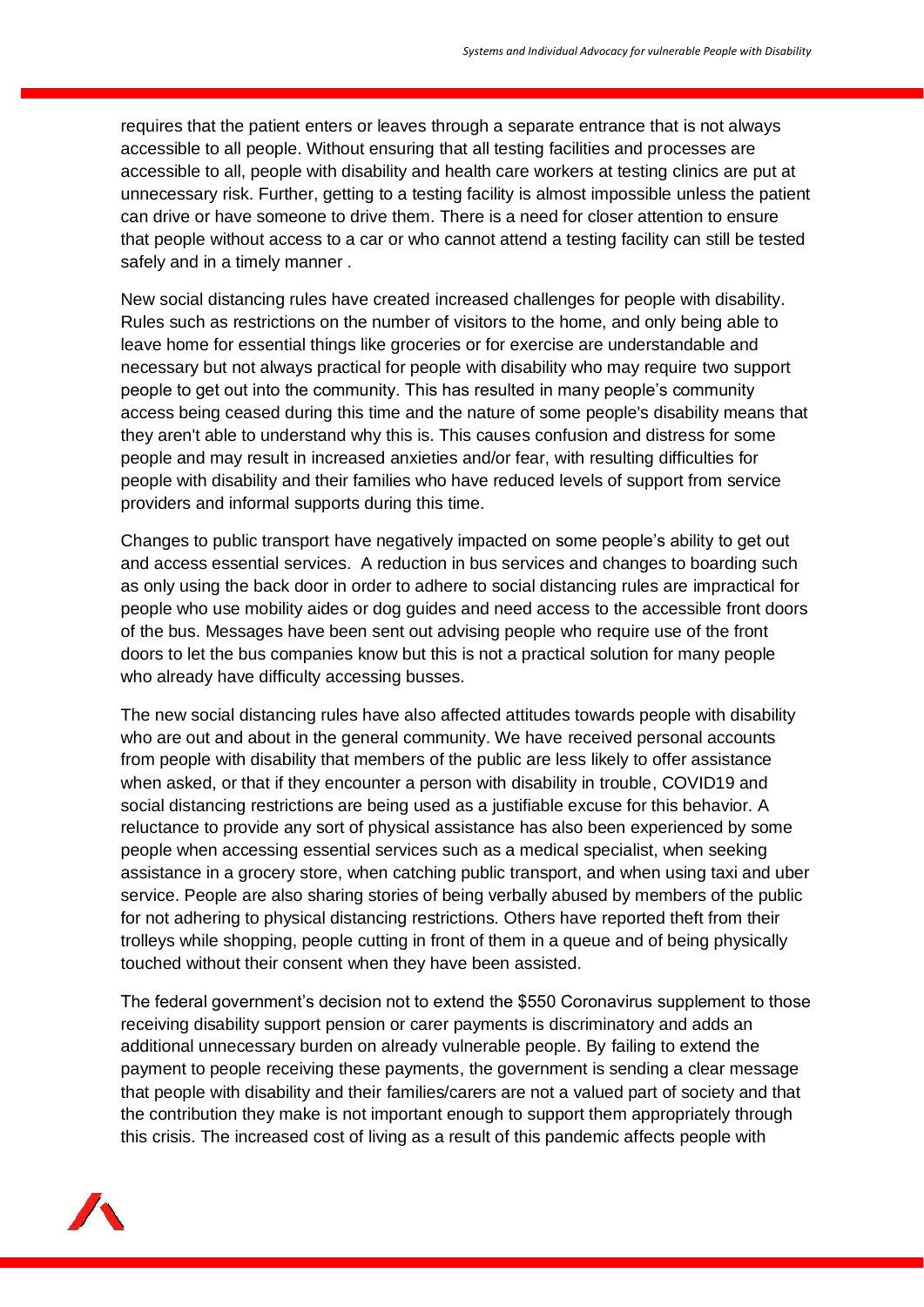requires that the patient enters or leaves through a separate entrance that is not always accessible to all people. Without ensuring that all testing facilities and processes are accessible to all, people with disability and health care workers at testing clinics are put at unnecessary risk. Further, getting to a testing facility is almost impossible unless the patient can drive or have someone to drive them. There is a need for closer attention to ensure that people without access to a car or who cannot attend a testing facility can still be tested safely and in a timely manner .

New social distancing rules have created increased challenges for people with disability. Rules such as restrictions on the number of visitors to the home, and only being able to leave home for essential things like groceries or for exercise are understandable and necessary but not always practical for people with disability who may require two support people to get out into the community. This has resulted in many people's community access being ceased during this time and the nature of some people's disability means that they aren't able to understand why this is. This causes confusion and distress for some people and may result in increased anxieties and/or fear, with resulting difficulties for people with disability and their families who have reduced levels of support from service providers and informal supports during this time.

Changes to public transport have negatively impacted on some people's ability to get out and access essential services. A reduction in bus services and changes to boarding such as only using the back door in order to adhere to social distancing rules are impractical for people who use mobility aides or dog guides and need access to the accessible front doors of the bus. Messages have been sent out advising people who require use of the front doors to let the bus companies know but this is not a practical solution for many people who already have difficulty accessing busses.

The new social distancing rules have also affected attitudes towards people with disability who are out and about in the general community. We have received personal accounts from people with disability that members of the public are less likely to offer assistance when asked, or that if they encounter a person with disability in trouble, COVID19 and social distancing restrictions are being used as a justifiable excuse for this behavior. A reluctance to provide any sort of physical assistance has also been experienced by some people when accessing essential services such as a medical specialist, when seeking assistance in a grocery store, when catching public transport, and when using taxi and uber service. People are also sharing stories of being verbally abused by members of the public for not adhering to physical distancing restrictions. Others have reported theft from their trolleys while shopping, people cutting in front of them in a queue and of being physically touched without their consent when they have been assisted.

The federal government's decision not to extend the $550 Coronavirus supplement to those receiving disability support pension or carer payments is discriminatory and adds an additional unnecessary burden on already vulnerable people. By failing to extend the payment to people receiving these payments, the government is sending a clear message that people with disability and their families/carers are not a valued part of society and that the contribution they make is not important enough to support them appropriately through this crisis. The increased cost of living as a result of this pandemic affects people with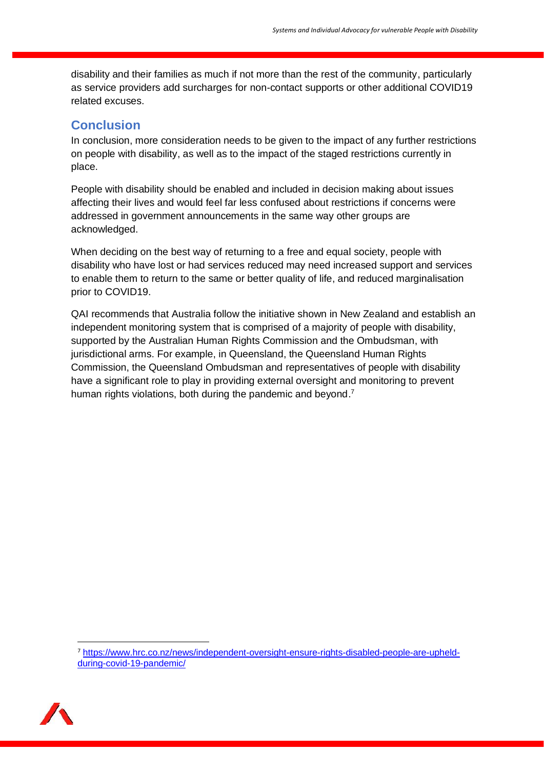disability and their families as much if not more than the rest of the community, particularly as service providers add surcharges for non-contact supports or other additional COVID19 related excuses.

## Conclusion

In conclusion, more consideration needs to be given to the impact of any further restrictions on people with disability, as well as to the impact of the staged restrictions currently in place.

People with disability should be enabled and included in decision making about issues affecting their lives and would feel far less confused about restrictions if concerns were addressed in government announcements in the same way other groups are acknowledged.

When deciding on the best way of returning to a free and equal society, people with disability who have lost or had services reduced may need increased support and services to enable them to return to the same or better quality of life, and reduced marginalisation prior to COVID19.

QAI recommends that Australia follow the initiative shown in New Zealand and establish an independent monitoring system that is comprised of a majority of people with disability, supported by the Australian Human Rights Commission and the Ombudsman, with jurisdictional arms. For example, in Queensland, the Queensland Human Rights Commission, the Queensland Ombudsman and representatives of people with disability have a significant role to play in providing external oversight and monitoring to prevent human rights violations, both during the pandemic and beyond.[7]

---

[7] https://www.hrc.co.nz/news/independent-oversight-ensure-rights-disabled-people-are-upheld-during-covid-19-pandemic/